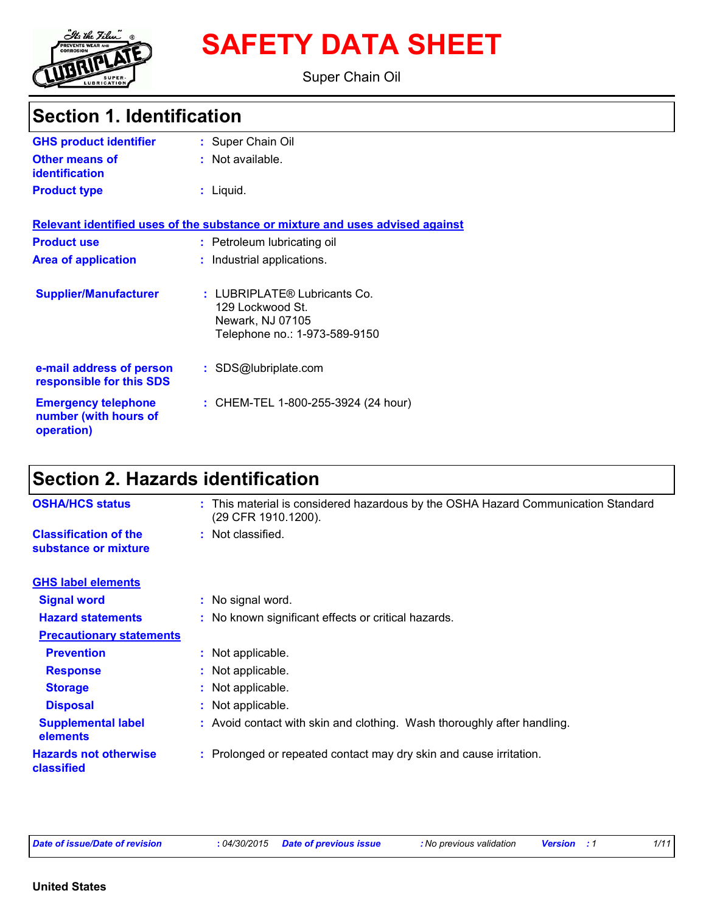# SAFETY DATA SHEET

Super Chain Oil

## Section 1. Identification

| | | |
|---|---|---|
| **GHS product identifier** | : | Super Chain Oil |
| **Other means of identification** | : | Not available. |
| **Product type** | : | Liquid. |

**Relevant identified uses of the substance or mixture and uses advised against**

| | | |
|---|---|---|
| **Product use** | : | Petroleum lubricating oil |
| **Area of application** | : | Industrial applications. |
| **Supplier/Manufacturer** | : | LUBRIPLATE® Lubricants Co.<br>129 Lockwood St.<br>Newark, NJ 07105<br>Telephone no.: 1-973-589-9150 |
| **e-mail address of person responsible for this SDS** | : | SDS@lubriplate.com |
| **Emergency telephone number (with hours of operation)** | : | CHEM-TEL 1-800-255-3924 (24 hour) |

## Section 2. Hazards identification

| | | |
|---|---|---|
| **OSHA/HCS status** | : | This material is considered hazardous by the OSHA Hazard Communication Standard (29 CFR 1910.1200). |
| **Classification of the substance or mixture** | : | Not classified. |

**GHS label elements**

| | | |
|---|---|---|
| **Signal word** | : | No signal word. |
| **Hazard statements** | : | No known significant effects or critical hazards. |

**Precautionary statements**

| | | |
|---|---|---|
| **Prevention** | : | Not applicable. |
| **Response** | : | Not applicable. |
| **Storage** | : | Not applicable. |
| **Disposal** | : | Not applicable. |
| **Supplemental label elements** | : | Avoid contact with skin and clothing. Wash thoroughly after handling. |
| **Hazards not otherwise classified** | : | Prolonged or repeated contact may dry skin and cause irritation. |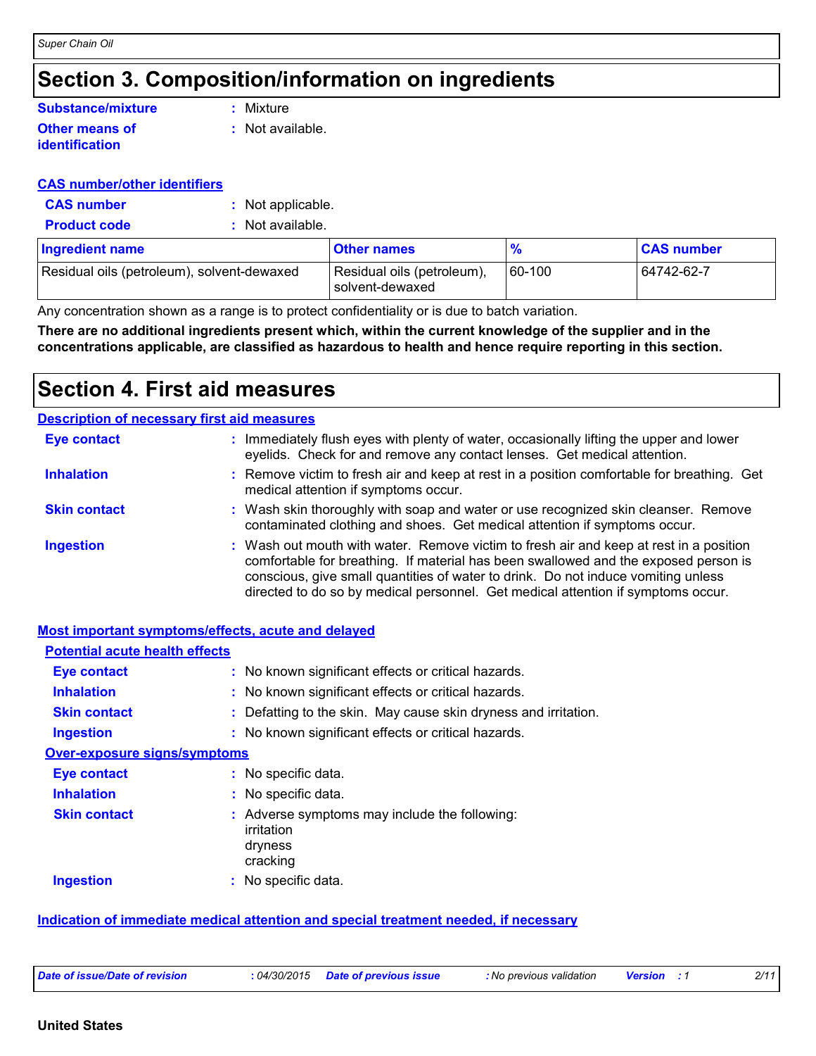## Section 3. Composition/information on ingredients

**Substance/mixture** : Mixture

**Other means of identification** : Not available.

**CAS number/other identifiers**

**CAS number** : Not applicable.

**Product code** : Not available.

| Ingredient name | Other names | % | CAS number |
|---|---|---|---|
| Residual oils (petroleum), solvent-dewaxed | Residual oils (petroleum), solvent-dewaxed | 60-100 | 64742-62-7 |

Any concentration shown as a range is to protect confidentiality or is due to batch variation.

**There are no additional ingredients present which, within the current knowledge of the supplier and in the concentrations applicable, are classified as hazardous to health and hence require reporting in this section.**

## Section 4. First aid measures

**Description of necessary first aid measures**

**Eye contact** : Immediately flush eyes with plenty of water, occasionally lifting the upper and lower eyelids. Check for and remove any contact lenses. Get medical attention.

**Inhalation** : Remove victim to fresh air and keep at rest in a position comfortable for breathing. Get medical attention if symptoms occur.

**Skin contact** : Wash skin thoroughly with soap and water or use recognized skin cleanser. Remove contaminated clothing and shoes. Get medical attention if symptoms occur.

**Ingestion** : Wash out mouth with water. Remove victim to fresh air and keep at rest in a position comfortable for breathing. If material has been swallowed and the exposed person is conscious, give small quantities of water to drink. Do not induce vomiting unless directed to do so by medical personnel. Get medical attention if symptoms occur.

**Most important symptoms/effects, acute and delayed**

**Potential acute health effects**

**Eye contact** : No known significant effects or critical hazards.

**Inhalation** : No known significant effects or critical hazards.

**Skin contact** : Defatting to the skin. May cause skin dryness and irritation.

**Ingestion** : No known significant effects or critical hazards.

**Over-exposure signs/symptoms**

**Eye contact** : No specific data.

**Inhalation** : No specific data.

**Skin contact** : Adverse symptoms may include the following:
irritation
dryness
cracking

**Ingestion** : No specific data.

**Indication of immediate medical attention and special treatment needed, if necessary**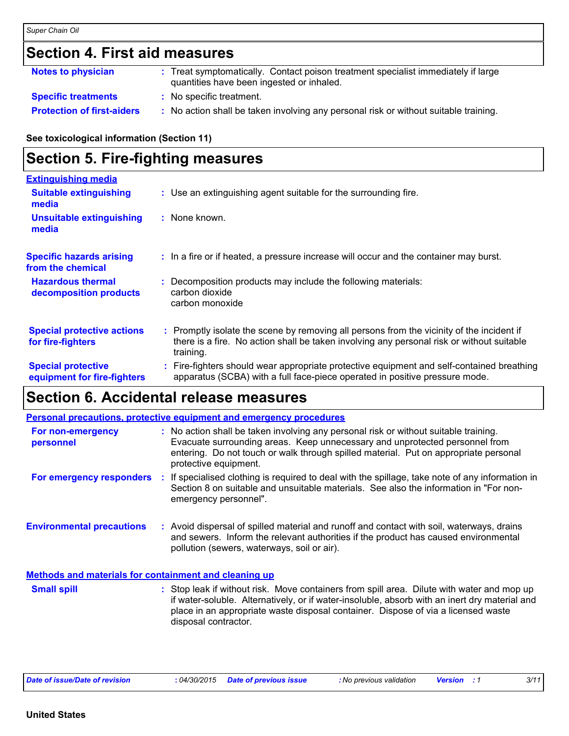## Section 4. First aid measures

**Notes to physician** : Treat symptomatically. Contact poison treatment specialist immediately if large quantities have been ingested or inhaled.

**Specific treatments** : No specific treatment.

**Protection of first-aiders** : No action shall be taken involving any personal risk or without suitable training.

**See toxicological information (Section 11)**

## Section 5. Fire-fighting measures

### Extinguishing media

**Suitable extinguishing media** : Use an extinguishing agent suitable for the surrounding fire.

**Unsuitable extinguishing media** : None known.

**Specific hazards arising from the chemical** : In a fire or if heated, a pressure increase will occur and the container may burst.

**Hazardous thermal decomposition products** : Decomposition products may include the following materials:
carbon dioxide
carbon monoxide

**Special protective actions for fire-fighters** : Promptly isolate the scene by removing all persons from the vicinity of the incident if there is a fire. No action shall be taken involving any personal risk or without suitable training.

**Special protective equipment for fire-fighters** : Fire-fighters should wear appropriate protective equipment and self-contained breathing apparatus (SCBA) with a full face-piece operated in positive pressure mode.

## Section 6. Accidental release measures

### Personal precautions, protective equipment and emergency procedures

**For non-emergency personnel** : No action shall be taken involving any personal risk or without suitable training. Evacuate surrounding areas. Keep unnecessary and unprotected personnel from entering. Do not touch or walk through spilled material. Put on appropriate personal protective equipment.

**For emergency responders** : If specialised clothing is required to deal with the spillage, take note of any information in Section 8 on suitable and unsuitable materials. See also the information in "For non-emergency personnel".

**Environmental precautions** : Avoid dispersal of spilled material and runoff and contact with soil, waterways, drains and sewers. Inform the relevant authorities if the product has caused environmental pollution (sewers, waterways, soil or air).

### Methods and materials for containment and cleaning up

**Small spill** : Stop leak if without risk. Move containers from spill area. Dilute with water and mop up if water-soluble. Alternatively, or if water-insoluble, absorb with an inert dry material and place in an appropriate waste disposal container. Dispose of via a licensed waste disposal contractor.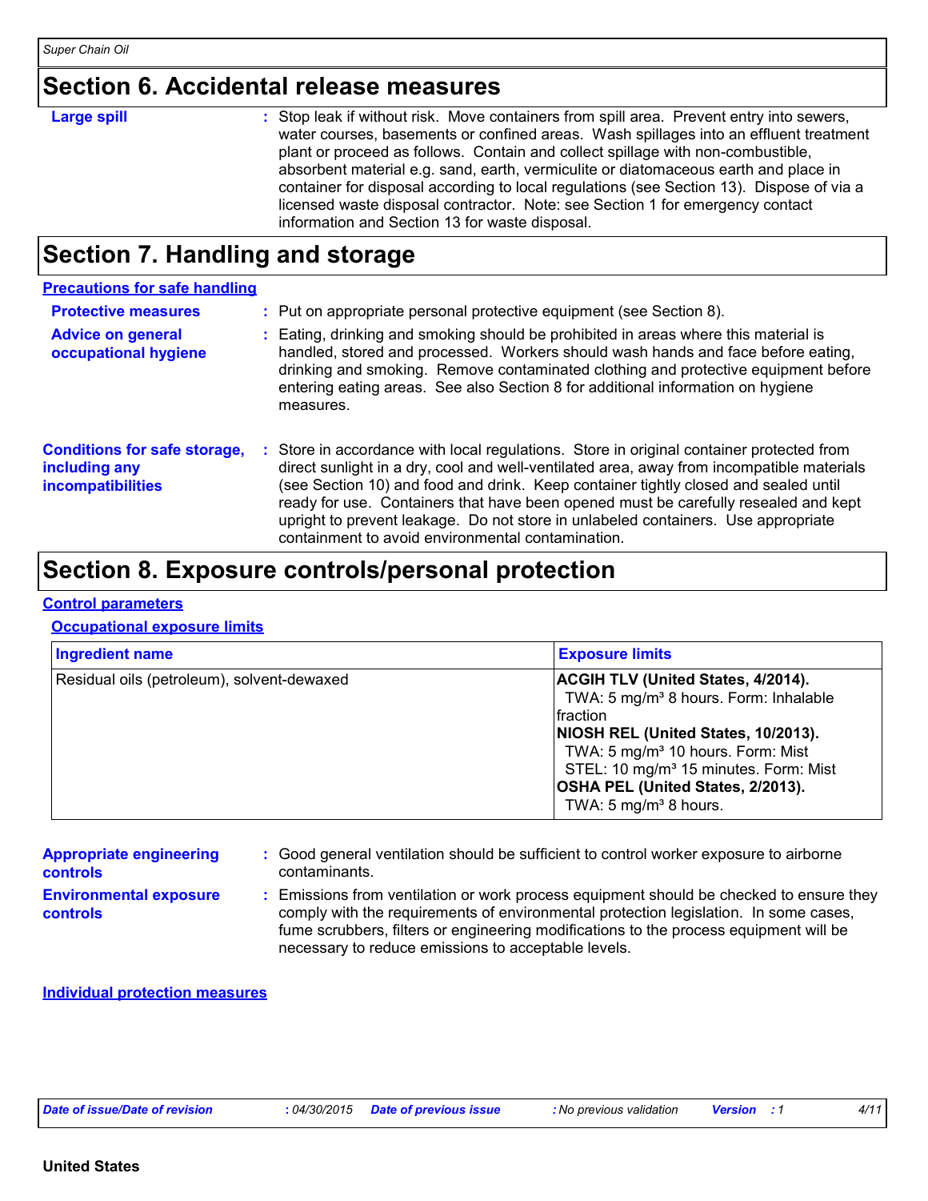## Section 6. Accidental release measures

**Large spill** : Stop leak if without risk. Move containers from spill area. Prevent entry into sewers, water courses, basements or confined areas. Wash spillages into an effluent treatment plant or proceed as follows. Contain and collect spillage with non-combustible, absorbent material e.g. sand, earth, vermiculite or diatomaceous earth and place in container for disposal according to local regulations (see Section 13). Dispose of via a licensed waste disposal contractor. Note: see Section 1 for emergency contact information and Section 13 for waste disposal.

## Section 7. Handling and storage

### Precautions for safe handling

**Protective measures** : Put on appropriate personal protective equipment (see Section 8).

**Advice on general occupational hygiene** : Eating, drinking and smoking should be prohibited in areas where this material is handled, stored and processed. Workers should wash hands and face before eating, drinking and smoking. Remove contaminated clothing and protective equipment before entering eating areas. See also Section 8 for additional information on hygiene measures.

**Conditions for safe storage, including any incompatibilities** : Store in accordance with local regulations. Store in original container protected from direct sunlight in a dry, cool and well-ventilated area, away from incompatible materials (see Section 10) and food and drink. Keep container tightly closed and sealed until ready for use. Containers that have been opened must be carefully resealed and kept upright to prevent leakage. Do not store in unlabeled containers. Use appropriate containment to avoid environmental contamination.

## Section 8. Exposure controls/personal protection

### Control parameters

#### Occupational exposure limits

| Ingredient name | Exposure limits |
|---|---|
| Residual oils (petroleum), solvent-dewaxed | **ACGIH TLV (United States, 4/2014).**<br>TWA: 5 mg/m³ 8 hours. Form: Inhalable fraction<br>**NIOSH REL (United States, 10/2013).**<br>TWA: 5 mg/m³ 10 hours. Form: Mist<br>STEL: 10 mg/m³ 15 minutes. Form: Mist<br>**OSHA PEL (United States, 2/2013).**<br>TWA: 5 mg/m³ 8 hours. |

**Appropriate engineering controls** : Good general ventilation should be sufficient to control worker exposure to airborne contaminants.

**Environmental exposure controls** : Emissions from ventilation or work process equipment should be checked to ensure they comply with the requirements of environmental protection legislation. In some cases, fume scrubbers, filters or engineering modifications to the process equipment will be necessary to reduce emissions to acceptable levels.

### Individual protection measures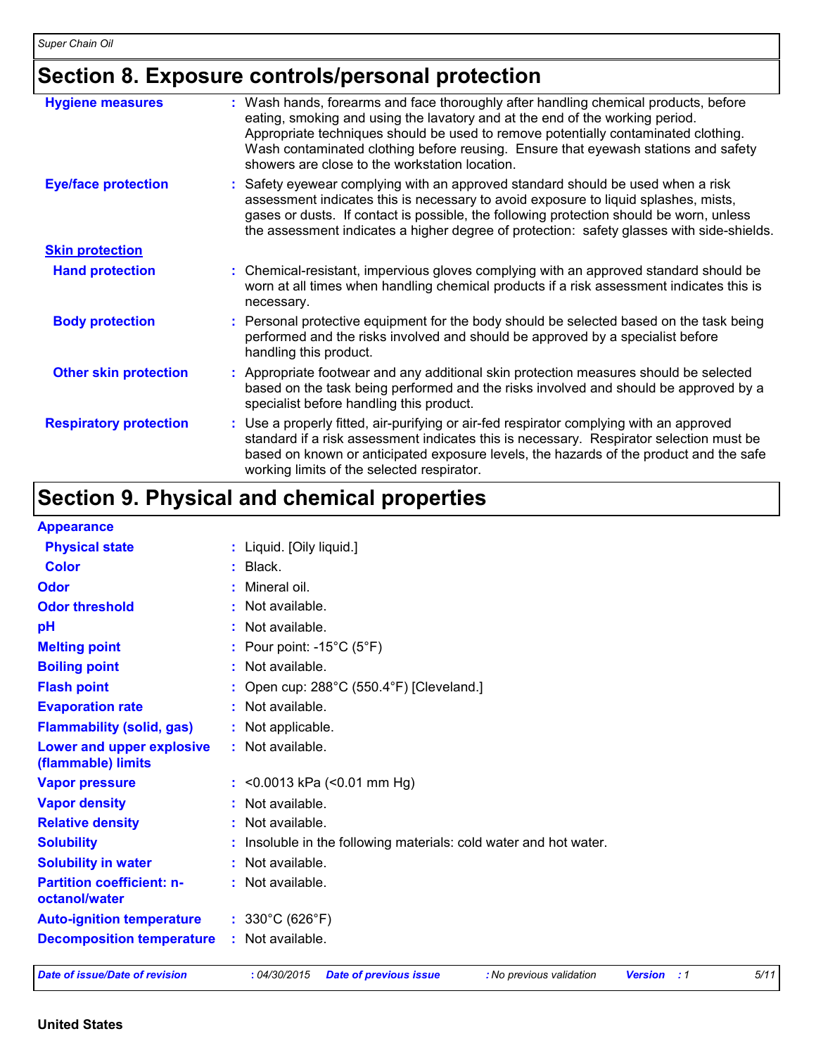## Section 8. Exposure controls/personal protection

| | |
|---|---|
| **Hygiene measures** | Wash hands, forearms and face thoroughly after handling chemical products, before eating, smoking and using the lavatory and at the end of the working period. Appropriate techniques should be used to remove potentially contaminated clothing. Wash contaminated clothing before reusing. Ensure that eyewash stations and safety showers are close to the workstation location. |
| **Eye/face protection** | Safety eyewear complying with an approved standard should be used when a risk assessment indicates this is necessary to avoid exposure to liquid splashes, mists, gases or dusts. If contact is possible, the following protection should be worn, unless the assessment indicates a higher degree of protection: safety glasses with side-shields. |
| **Skin protection** | |
| **Hand protection** | Chemical-resistant, impervious gloves complying with an approved standard should be worn at all times when handling chemical products if a risk assessment indicates this is necessary. |
| **Body protection** | Personal protective equipment for the body should be selected based on the task being performed and the risks involved and should be approved by a specialist before handling this product. |
| **Other skin protection** | Appropriate footwear and any additional skin protection measures should be selected based on the task being performed and the risks involved and should be approved by a specialist before handling this product. |
| **Respiratory protection** | Use a properly fitted, air-purifying or air-fed respirator complying with an approved standard if a risk assessment indicates this is necessary. Respirator selection must be based on known or anticipated exposure levels, the hazards of the product and the safe working limits of the selected respirator. |

## Section 9. Physical and chemical properties

| | |
|---|---|
| **Appearance** | |
| **Physical state** | Liquid. [Oily liquid.] |
| **Color** | Black. |
| **Odor** | Mineral oil. |
| **Odor threshold** | Not available. |
| **pH** | Not available. |
| **Melting point** | Pour point: -15°C (5°F) |
| **Boiling point** | Not available. |
| **Flash point** | Open cup: 288°C (550.4°F) [Cleveland.] |
| **Evaporation rate** | Not available. |
| **Flammability (solid, gas)** | Not applicable. |
| **Lower and upper explosive (flammable) limits** | Not available. |
| **Vapor pressure** | <0.0013 kPa (<0.01 mm Hg) |
| **Vapor density** | Not available. |
| **Relative density** | Not available. |
| **Solubility** | Insoluble in the following materials: cold water and hot water. |
| **Solubility in water** | Not available. |
| **Partition coefficient: n-octanol/water** | Not available. |
| **Auto-ignition temperature** | 330°C (626°F) |
| **Decomposition temperature** | Not available. |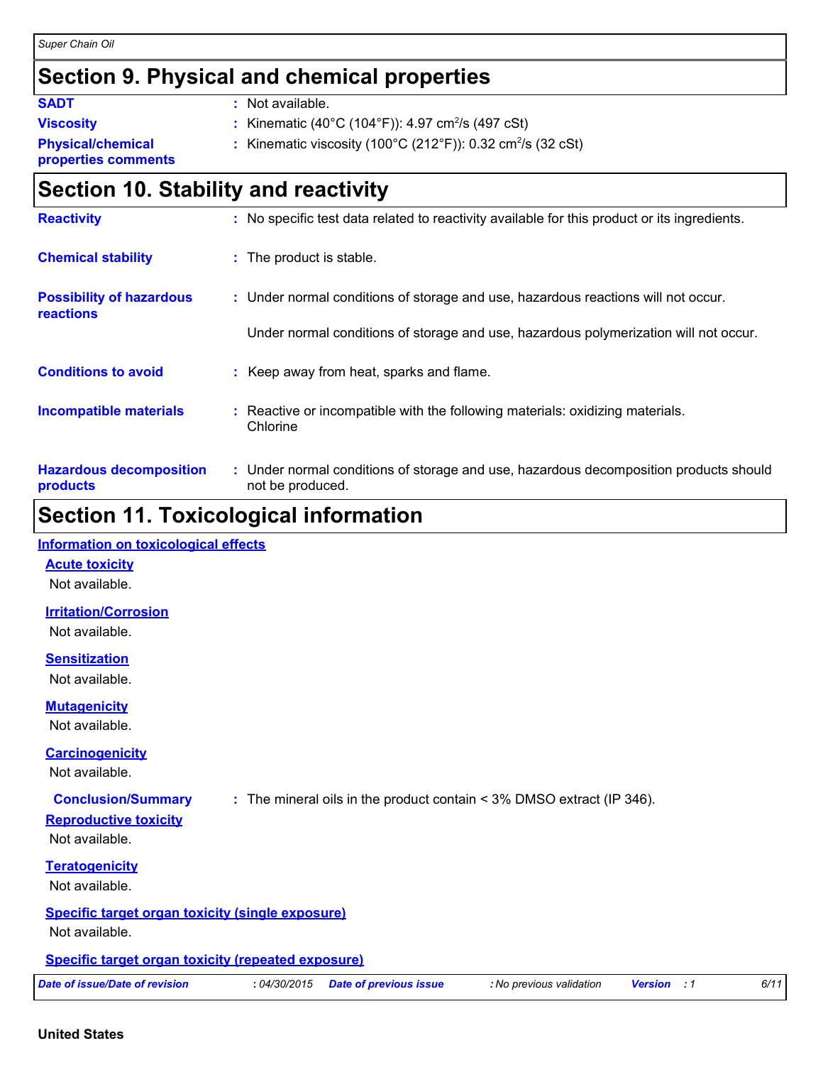## Section 9. Physical and chemical properties

**SADT** : Not available.

**Viscosity** : Kinematic (40°C (104°F)): 4.97 $cm^2/s$ (497 cSt)

**Physical/chemical properties comments** : Kinematic viscosity (100°C (212°F)): 0.32 $cm^2/s$ (32 cSt)

## Section 10. Stability and reactivity

**Reactivity** : No specific test data related to reactivity available for this product or its ingredients.

**Chemical stability** : The product is stable.

**Possibility of hazardous reactions** : Under normal conditions of storage and use, hazardous reactions will not occur.

Under normal conditions of storage and use, hazardous polymerization will not occur.

**Conditions to avoid** : Keep away from heat, sparks and flame.

**Incompatible materials** : Reactive or incompatible with the following materials: oxidizing materials.
Chlorine

**Hazardous decomposition products** : Under normal conditions of storage and use, hazardous decomposition products should not be produced.

## Section 11. Toxicological information

### Information on toxicological effects

**Acute toxicity**

Not available.

**Irritation/Corrosion**

Not available.

**Sensitization**

Not available.

**Mutagenicity**

Not available.

**Carcinogenicity**

Not available.

**Conclusion/Summary** : The mineral oils in the product contain < 3% DMSO extract (IP 346).

**Reproductive toxicity**

Not available.

**Teratogenicity**

Not available.

**Specific target organ toxicity (single exposure)**

Not available.

**Specific target organ toxicity (repeated exposure)**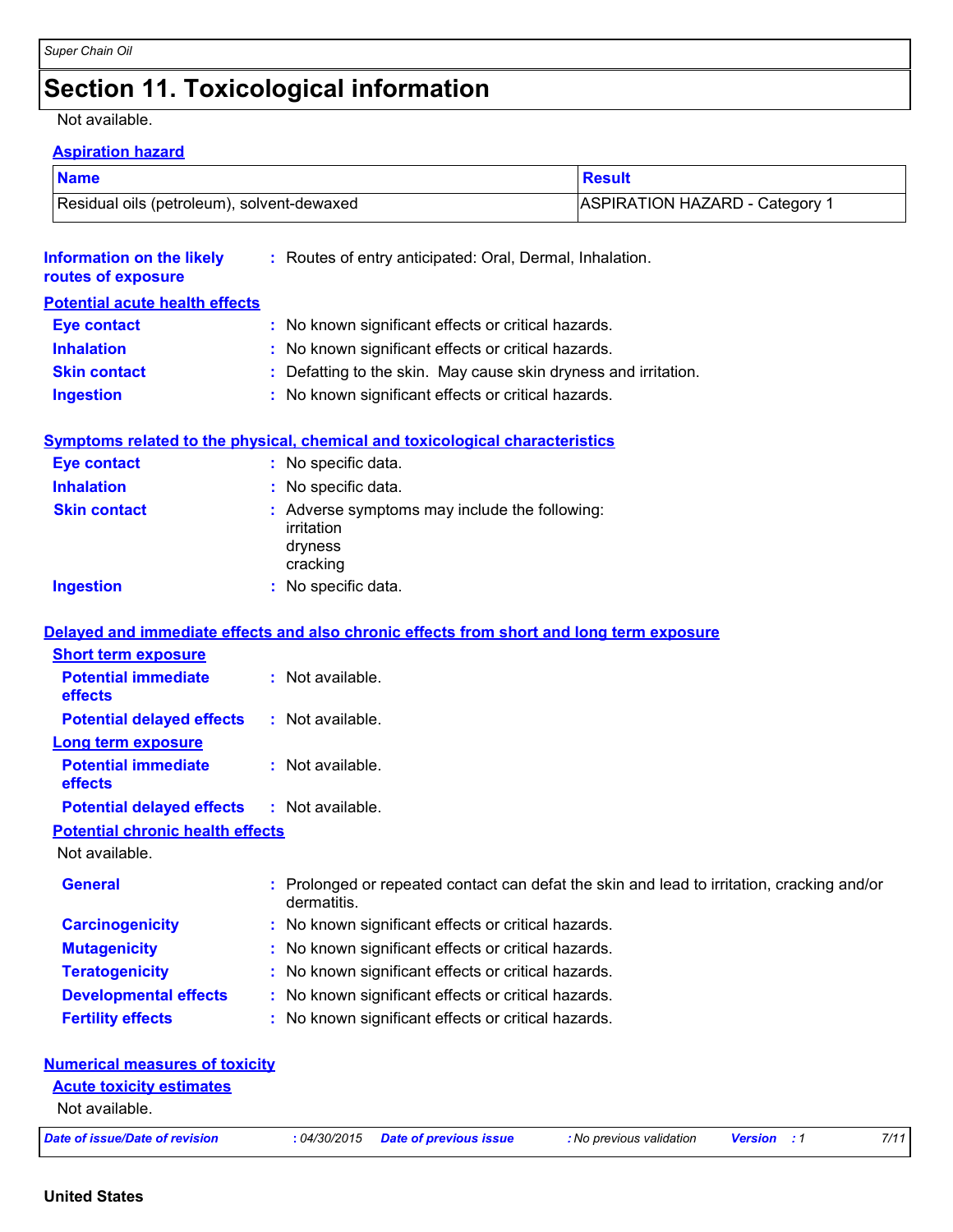# Section 11. Toxicological information

Not available.

**Aspiration hazard**

| Name | Result |
| --- | --- |
| Residual oils (petroleum), solvent-dewaxed | ASPIRATION HAZARD - Category 1 |

**Information on the likely routes of exposure** : Routes of entry anticipated: Oral, Dermal, Inhalation.

**Potential acute health effects**

**Eye contact** : No known significant effects or critical hazards.

**Inhalation** : No known significant effects or critical hazards.

**Skin contact** : Defatting to the skin. May cause skin dryness and irritation.

**Ingestion** : No known significant effects or critical hazards.

**Symptoms related to the physical, chemical and toxicological characteristics**

**Eye contact** : No specific data.

**Inhalation** : No specific data.

**Skin contact** : Adverse symptoms may include the following:
irritation
dryness
cracking

**Ingestion** : No specific data.

**Delayed and immediate effects and also chronic effects from short and long term exposure**

**Short term exposure**

**Potential immediate effects** : Not available.

**Potential delayed effects** : Not available.

**Long term exposure**

**Potential immediate effects** : Not available.

**Potential delayed effects** : Not available.

**Potential chronic health effects**

Not available.

**General** : Prolonged or repeated contact can defat the skin and lead to irritation, cracking and/or dermatitis.

**Carcinogenicity** : No known significant effects or critical hazards.

**Mutagenicity** : No known significant effects or critical hazards.

**Teratogenicity** : No known significant effects or critical hazards.

**Developmental effects** : No known significant effects or critical hazards.

**Fertility effects** : No known significant effects or critical hazards.

**Numerical measures of toxicity**

**Acute toxicity estimates**

Not available.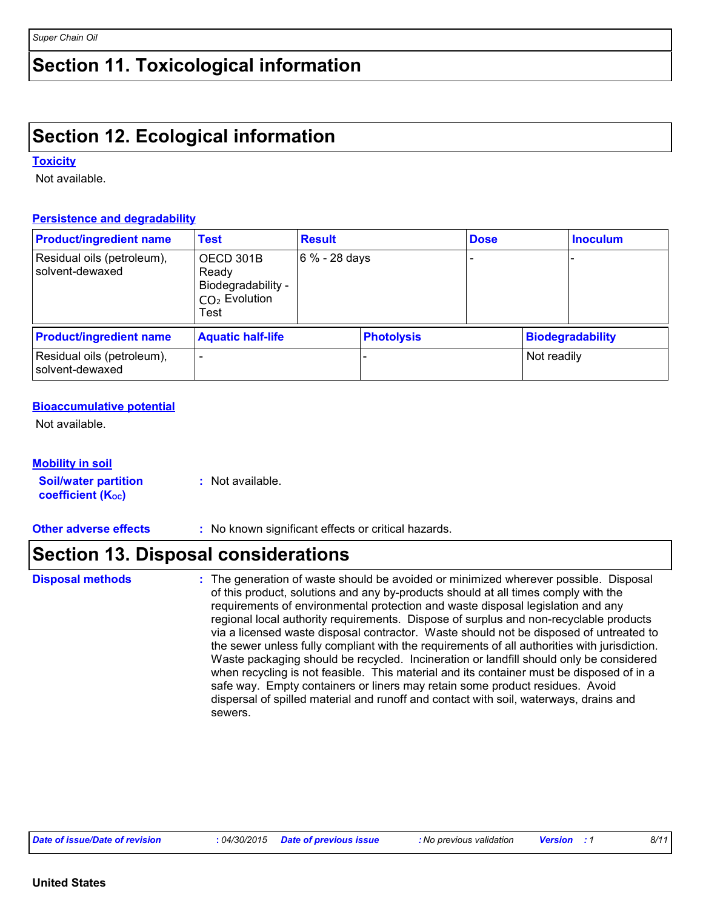## Section 11. Toxicological information

## Section 12. Ecological information

### Toxicity

Not available.

### Persistence and degradability

| Product/ingredient name | Test | Result | Dose | Inoculum |
|---|---|---|---|---|
| Residual oils (petroleum), solvent-dewaxed | OECD 301B Ready Biodegradability - $CO_2$ Evolution Test | 6 % - 28 days | - | - |

| Product/ingredient name | Aquatic half-life | Photolysis | Biodegradability |
|---|---|---|---|
| Residual oils (petroleum), solvent-dewaxed | - | - | Not readily |

### Bioaccumulative potential

Not available.

### Mobility in soil

**Soil/water partition coefficient ($K_{OC}$)** : Not available.

**Other adverse effects** : No known significant effects or critical hazards.

## Section 13. Disposal considerations

**Disposal methods** : The generation of waste should be avoided or minimized wherever possible. Disposal of this product, solutions and any by-products should at all times comply with the requirements of environmental protection and waste disposal legislation and any regional local authority requirements. Dispose of surplus and non-recyclable products via a licensed waste disposal contractor. Waste should not be disposed of untreated to the sewer unless fully compliant with the requirements of all authorities with jurisdiction. Waste packaging should be recycled. Incineration or landfill should only be considered when recycling is not feasible. This material and its container must be disposed of in a safe way. Empty containers or liners may retain some product residues. Avoid dispersal of spilled material and runoff and contact with soil, waterways, drains and sewers.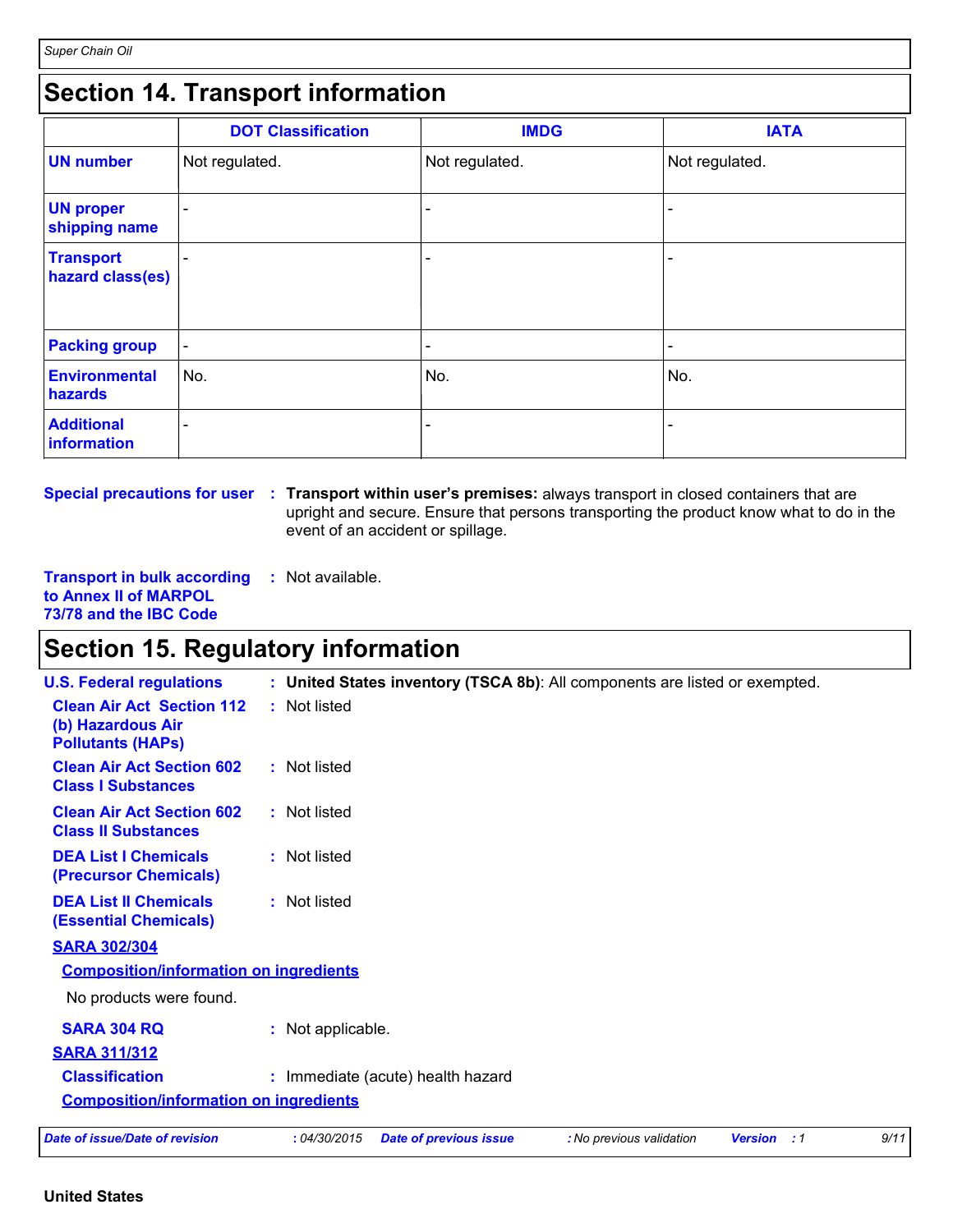## Section 14. Transport information

| | DOT Classification | IMDG | IATA |
|---|---|---|---|
| **UN number** | Not regulated. | Not regulated. | Not regulated. |
| **UN proper shipping name** | - | - | - |
| **Transport hazard class(es)** | - | - | - |
| **Packing group** | - | - | - |
| **Environmental hazards** | No. | No. | No. |
| **Additional information** | - | - | - |

**Special precautions for user** : **Transport within user's premises:** always transport in closed containers that are upright and secure. Ensure that persons transporting the product know what to do in the event of an accident or spillage.

**Transport in bulk according to Annex II of MARPOL 73/78 and the IBC Code** : Not available.

## Section 15. Regulatory information

**U.S. Federal regulations** : **United States inventory (TSCA 8b)**: All components are listed or exempted.

**Clean Air Act Section 112 (b) Hazardous Air Pollutants (HAPs)** : Not listed

**Clean Air Act Section 602 Class I Substances** : Not listed

**Clean Air Act Section 602 Class II Substances** : Not listed

**DEA List I Chemicals (Precursor Chemicals)** : Not listed

**DEA List II Chemicals (Essential Chemicals)** : Not listed

**SARA 302/304**

**Composition/information on ingredients**

No products were found.

**SARA 304 RQ** : Not applicable.

**SARA 311/312**

**Classification** : Immediate (acute) health hazard

**Composition/information on ingredients**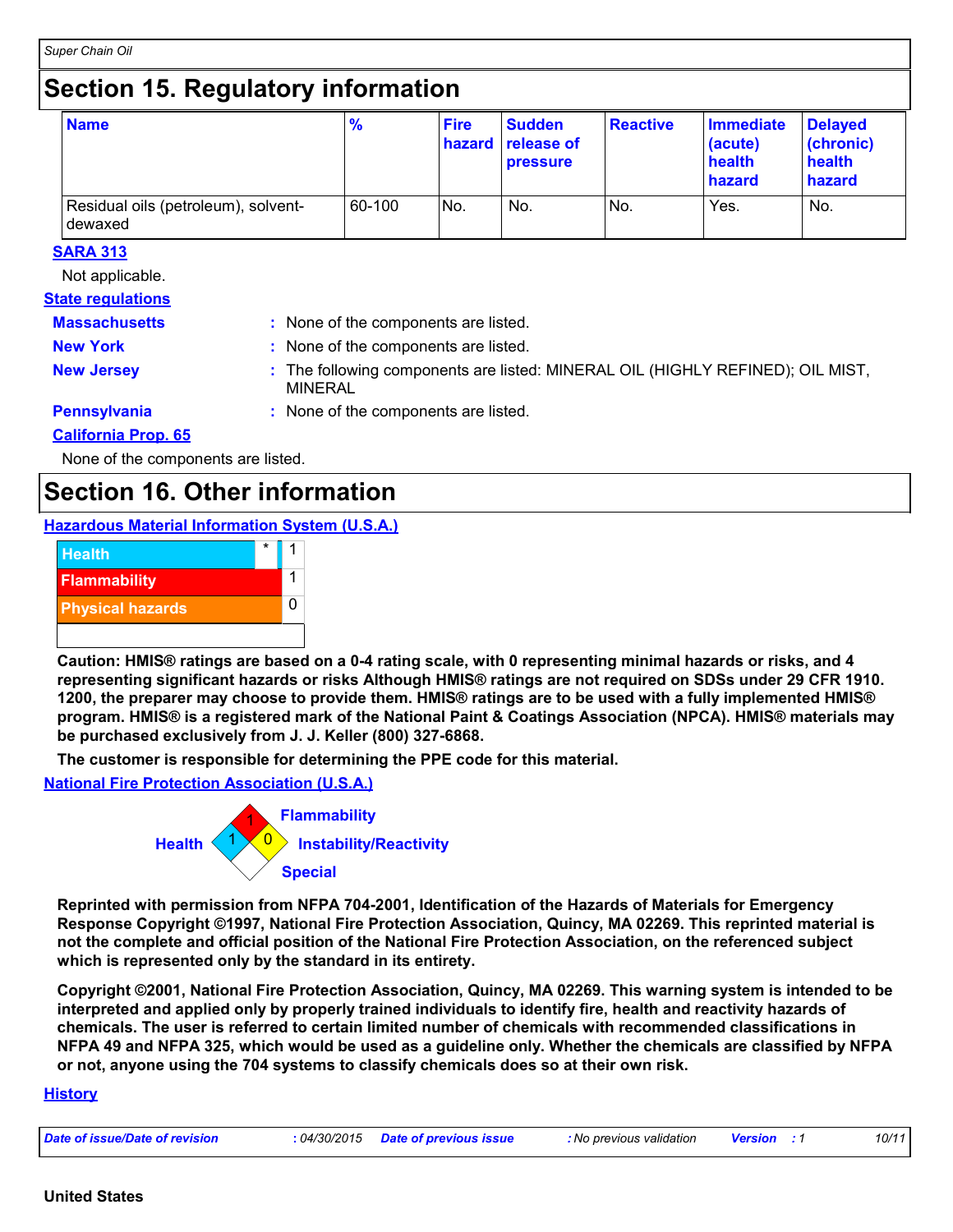## Section 15. Regulatory information

| Name | % | Fire hazard | Sudden release of pressure | Reactive | Immediate (acute) health hazard | Delayed (chronic) health hazard |
|---|---|---|---|---|---|---|
| Residual oils (petroleum), solvent-dewaxed | 60-100 | No. | No. | No. | Yes. | No. |

**SARA 313**

Not applicable.

**State regulations**

**Massachusetts** : None of the components are listed.

**New York** : None of the components are listed.

**New Jersey** : The following components are listed: MINERAL OIL (HIGHLY REFINED); OIL MIST, MINERAL

**Pennsylvania** : None of the components are listed.

**California Prop. 65**

None of the components are listed.

## Section 16. Other information

**Hazardous Material Information System (U.S.A.)**

| | | |
|---|---|---|
| Health | * | 1 |
| Flammability | | 1 |
| Physical hazards | | 0 |

**Caution: HMIS® ratings are based on a 0-4 rating scale, with 0 representing minimal hazards or risks, and 4 representing significant hazards or risks Although HMIS® ratings are not required on SDSs under 29 CFR 1910. 1200, the preparer may choose to provide them. HMIS® ratings are to be used with a fully implemented HMIS® program. HMIS® is a registered mark of the National Paint & Coatings Association (NPCA). HMIS® materials may be purchased exclusively from J. J. Keller (800) 327-6868.**

**The customer is responsible for determining the PPE code for this material.**

**National Fire Protection Association (U.S.A.)**

Health: 1
Flammability: 1
Instability/Reactivity: 0
Special:

**Reprinted with permission from NFPA 704-2001, Identification of the Hazards of Materials for Emergency Response Copyright ©1997, National Fire Protection Association, Quincy, MA 02269. This reprinted material is not the complete and official position of the National Fire Protection Association, on the referenced subject which is represented only by the standard in its entirety.**

**Copyright ©2001, National Fire Protection Association, Quincy, MA 02269. This warning system is intended to be interpreted and applied only by properly trained individuals to identify fire, health and reactivity hazards of chemicals. The user is referred to certain limited number of chemicals with recommended classifications in NFPA 49 and NFPA 325, which would be used as a guideline only. Whether the chemicals are classified by NFPA or not, anyone using the 704 systems to classify chemicals does so at their own risk.**

**History**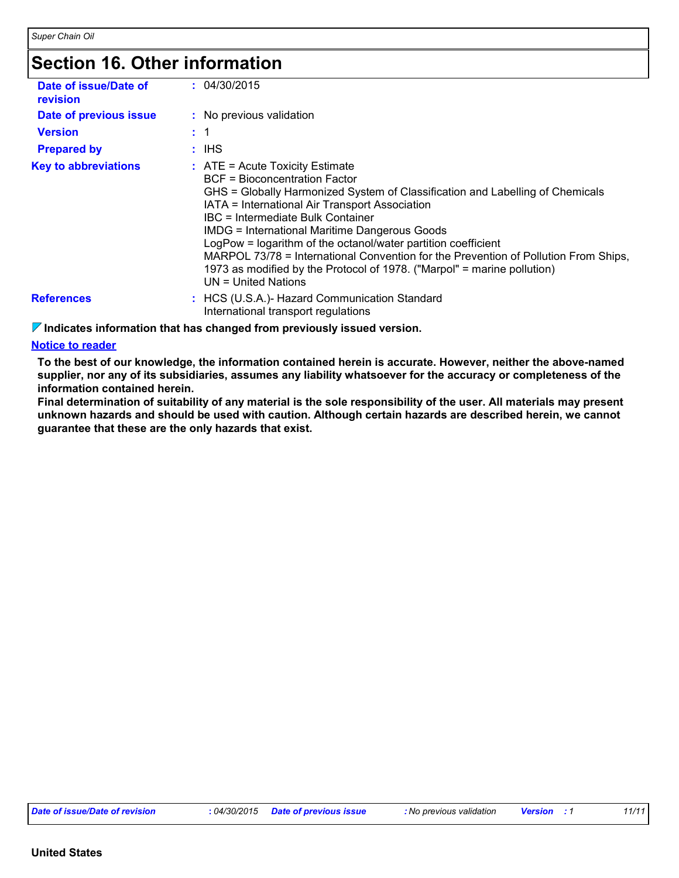# Section 16. Other information

| | | |
|---|---|---|
| **Date of issue/Date of revision** | : | 04/30/2015 |
| **Date of previous issue** | : | No previous validation |
| **Version** | : | 1 |
| **Prepared by** | : | IHS |
| **Key to abbreviations** | : | ATE = Acute Toxicity Estimate<br>BCF = Bioconcentration Factor<br>GHS = Globally Harmonized System of Classification and Labelling of Chemicals<br>IATA = International Air Transport Association<br>IBC = Intermediate Bulk Container<br>IMDG = International Maritime Dangerous Goods<br>LogPow = logarithm of the octanol/water partition coefficient<br>MARPOL 73/78 = International Convention for the Prevention of Pollution From Ships, 1973 as modified by the Protocol of 1978. ("Marpol" = marine pollution)<br>UN = United Nations |
| **References** | : | HCS (U.S.A.)- Hazard Communication Standard<br>International transport regulations |

**Indicates information that has changed from previously issued version.**

**Notice to reader**

**To the best of our knowledge, the information contained herein is accurate. However, neither the above-named supplier, nor any of its subsidiaries, assumes any liability whatsoever for the accuracy or completeness of the information contained herein.**

**Final determination of suitability of any material is the sole responsibility of the user. All materials may present unknown hazards and should be used with caution. Although certain hazards are described herein, we cannot guarantee that these are the only hazards that exist.**

**United States**